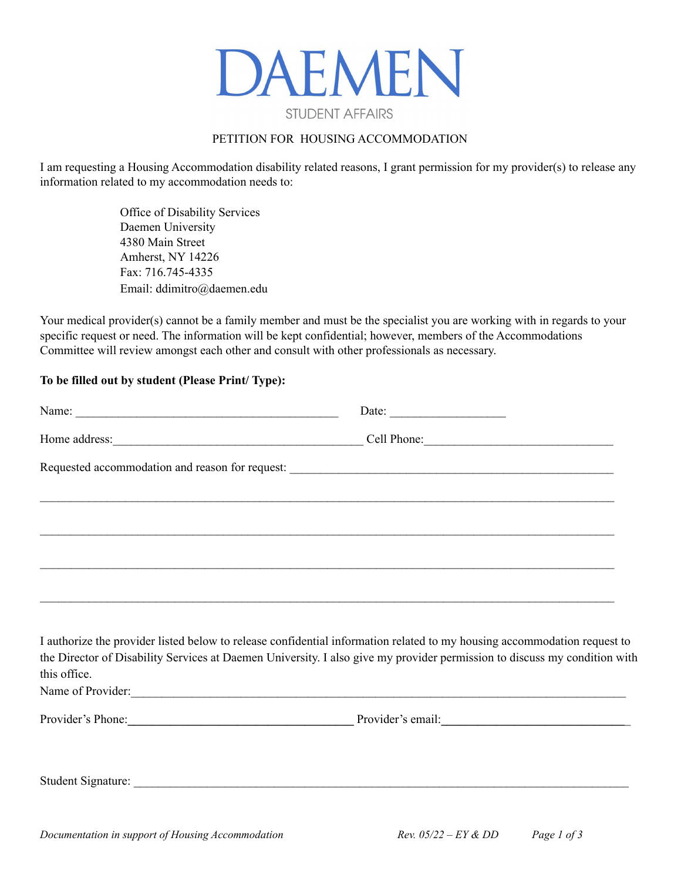# DAEMEN

STUDENT AFFAIRS

PETITION FOR HOUSING ACCOMMODATION

I am requesting a Housing Accommodation disability related reasons, I grant permission for my provider(s) to release any information related to my accommodation needs to:

> Office of Disability Services
> Daemen University
> 4380 Main Street
> Amherst, NY 14226
> Fax: 716.745-4335
> Email: ddimitro@daemen.edu

Your medical provider(s) cannot be a family member and must be the specialist you are working with in regards to your specific request or need. The information will be kept confidential; however, members of the Accommodations Committee will review amongst each other and consult with other professionals as necessary.

**To be filled out by student (Please Print/ Type):**

Name: ___________________________________________ Date: __________________

Home address:_________________________________________ Cell Phone:______________________________

Requested accommodation and reason for request: ______________________________________________________

_____________________________________________________________________________________________

_____________________________________________________________________________________________

_____________________________________________________________________________________________

_____________________________________________________________________________________________

I authorize the provider listed below to release confidential information related to my housing accommodation request to the Director of Disability Services at Daemen University. I also give my provider permission to discuss my condition with this office.

Name of Provider:_______________________________________________________________________________

Provider's Phone:_____________________________________ Provider's email:______________________________

Student Signature: _______________________________________________________________________________

*Documentation in support of Housing Accommodation* *Rev. 05/22 – EY & DD*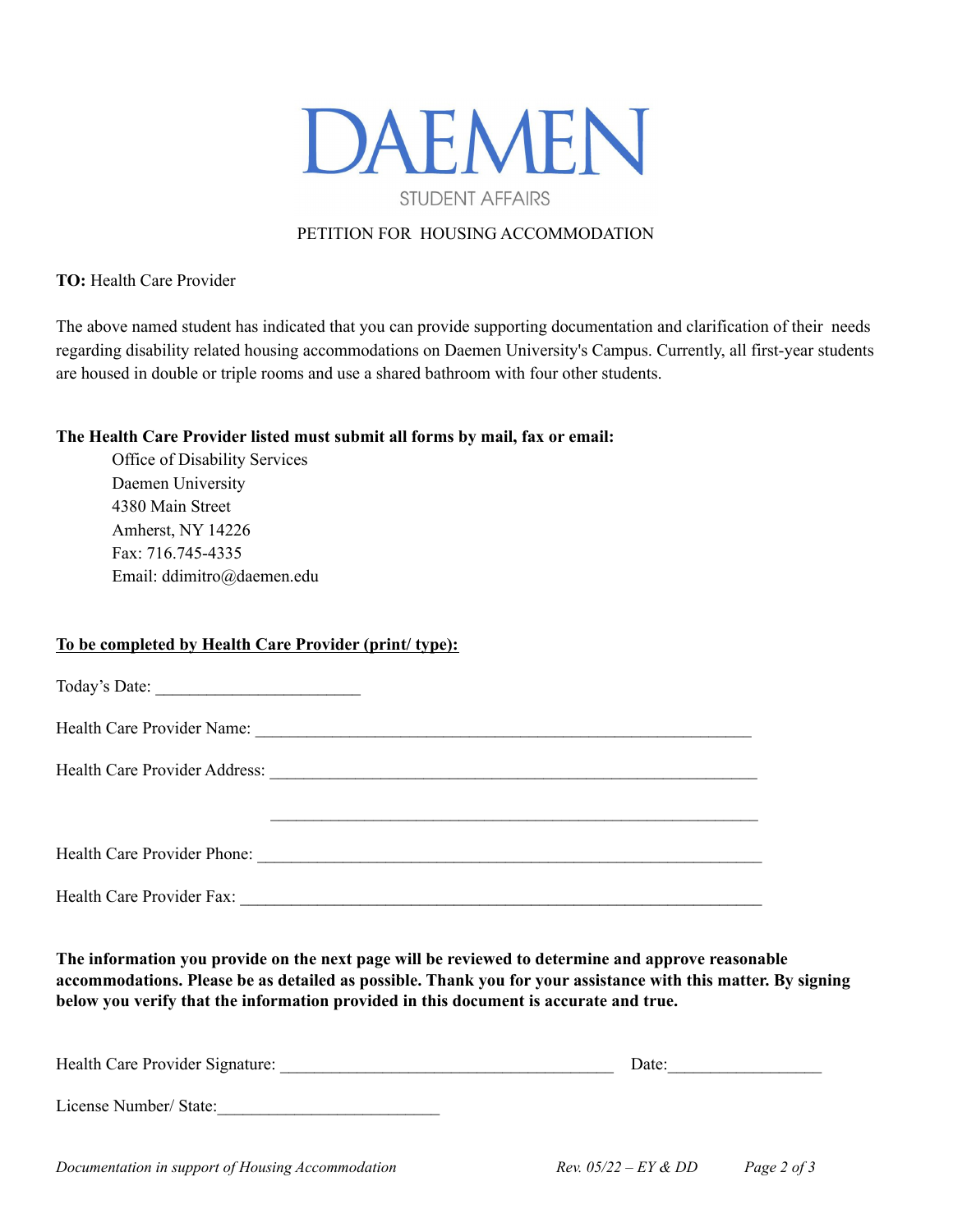# DAEMEN

STUDENT AFFAIRS

## PETITION FOR HOUSING ACCOMMODATION

**TO:** Health Care Provider

The above named student has indicated that you can provide supporting documentation and clarification of their needs regarding disability related housing accommodations on Daemen University's Campus. Currently, all first-year students are housed in double or triple rooms and use a shared bathroom with four other students.

**The Health Care Provider listed must submit all forms by mail, fax or email:**

Office of Disability Services  
Daemen University  
4380 Main Street  
Amherst, NY 14226  
Fax: 716.745-4335  
Email: ddimitro@daemen.edu

**To be completed by Health Care Provider (print/ type):**

Today's Date: ________________________

Health Care Provider Name: ____________________________________________________________

Health Care Provider Address: __________________________________________________________

____________________________________________________________

Health Care Provider Phone: ___________________________________________________________

Health Care Provider Fax: _____________________________________________________________

**The information you provide on the next page will be reviewed to determine and approve reasonable accommodations. Please be as detailed as possible. Thank you for your assistance with this matter. By signing below you verify that the information provided in this document is accurate and true.**

Health Care Provider Signature: _______________________________________ Date:__________________

License Number/ State:__________________________

*Documentation in support of Housing Accommodation* — *Rev. 05/22 – EY & DD*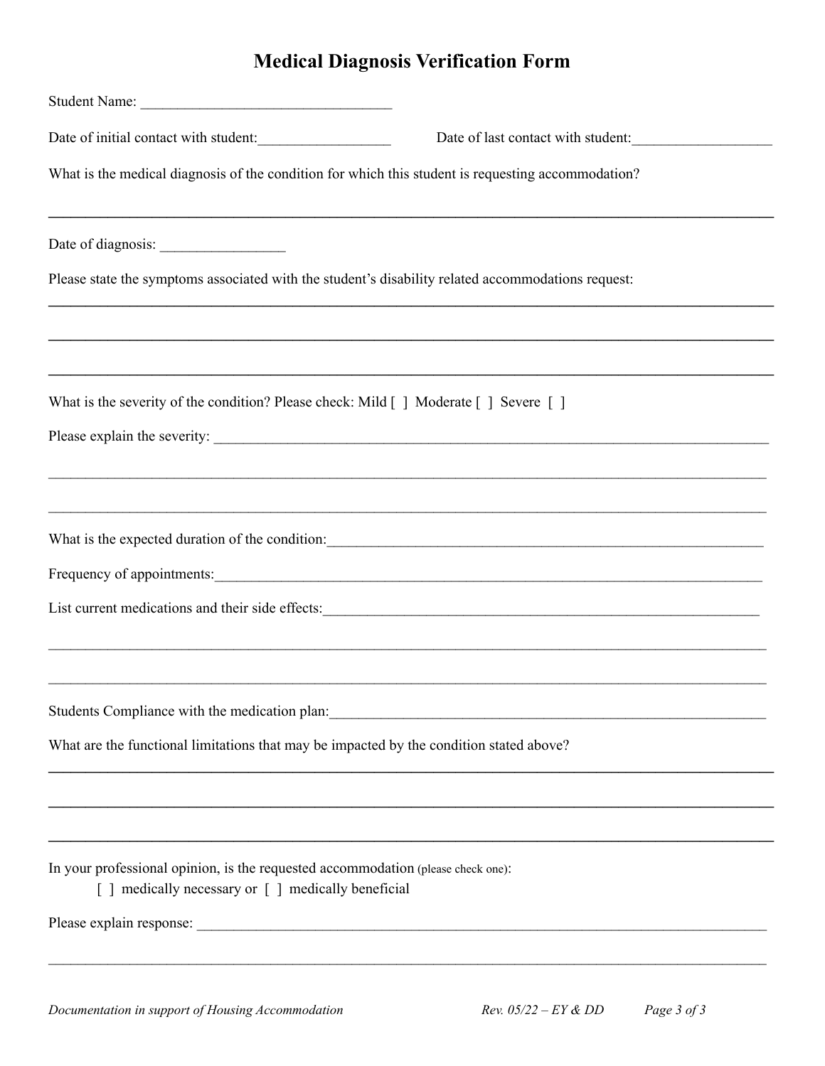# Medical Diagnosis Verification Form

Student Name: _________________________________

Date of initial contact with student:_________________ Date of last contact with student:__________________

What is the medical diagnosis of the condition for which this student is requesting accommodation?

_______________________________________________________________________________________________

Date of diagnosis: ________________

Please state the symptoms associated with the student's disability related accommodations request:

_______________________________________________________________________________________________

_______________________________________________________________________________________________

_______________________________________________________________________________________________

What is the severity of the condition? Please check: Mild [ ] Moderate [ ] Severe [ ]

Please explain the severity: ________________________________________________________________________

_______________________________________________________________________________________________

_______________________________________________________________________________________________

What is the expected duration of the condition:__________________________________________________________

Frequency of appointments:__________________________________________________________________________

List current medications and their side effects:_________________________________________________________

_______________________________________________________________________________________________

_______________________________________________________________________________________________

Students Compliance with the medication plan:_________________________________________________________

What are the functional limitations that may be impacted by the condition stated above?

_______________________________________________________________________________________________

_______________________________________________________________________________________________

_______________________________________________________________________________________________

In your professional opinion, is the requested accommodation (please check one):

[ ] medically necessary or [ ] medically beneficial

Please explain response: _____________________________________________________________________________

_______________________________________________________________________________________________

*Documentation in support of Housing Accommodation* *Rev. 05/22 – EY & DD*